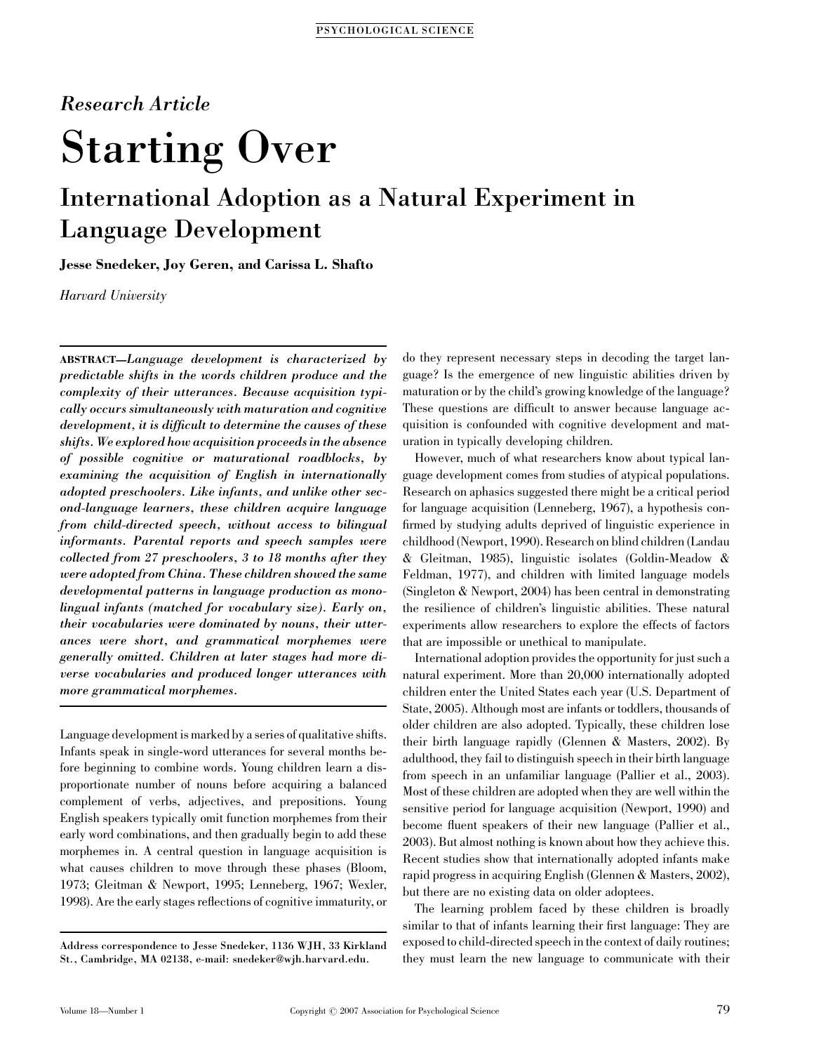*Research Article*

# Starting Over

## International Adoption as a Natural Experiment in Language Development

**Jesse Snedeker, Joy Geren, and Carissa L. Shafto**

*Harvard University*

**ABSTRACT**—*Language development is characterized by predictable shifts in the words children produce and the complexity of their utterances. Because acquisition typically occurs simultaneously with maturation and cognitive development, it is difficult to determine the causes of these shifts. We explored how acquisition proceeds in the absence of possible cognitive or maturational roadblocks, by examining the acquisition of English in internationally adopted preschoolers. Like infants, and unlike other second-language learners, these children acquire language from child-directed speech, without access to bilingual informants. Parental reports and speech samples were collected from 27 preschoolers, 3 to 18 months after they were adopted from China. These children showed the same developmental patterns in language production as monolingual infants (matched for vocabulary size). Early on, their vocabularies were dominated by nouns, their utterances were short, and grammatical morphemes were generally omitted. Children at later stages had more diverse vocabularies and produced longer utterances with more grammatical morphemes.*

Language development is marked by a series of qualitative shifts. Infants speak in single-word utterances for several months before beginning to combine words. Young children learn a disproportionate number of nouns before acquiring a balanced complement of verbs, adjectives, and prepositions. Young English speakers typically omit function morphemes from their early word combinations, and then gradually begin to add these morphemes in. A central question in language acquisition is what causes children to move through these phases (Bloom, 1973; Gleitman & Newport, 1995; Lenneberg, 1967; Wexler, 1998). Are the early stages reflections of cognitive immaturity, or do they represent necessary steps in decoding the target language? Is the emergence of new linguistic abilities driven by maturation or by the child's growing knowledge of the language? These questions are difficult to answer because language acquisition is confounded with cognitive development and maturation in typically developing children.

However, much of what researchers know about typical language development comes from studies of atypical populations. Research on aphasics suggested there might be a critical period for language acquisition (Lenneberg, 1967), a hypothesis confirmed by studying adults deprived of linguistic experience in childhood (Newport, 1990). Research on blind children (Landau & Gleitman, 1985), linguistic isolates (Goldin-Meadow & Feldman, 1977), and children with limited language models (Singleton & Newport, 2004) has been central in demonstrating the resilience of children's linguistic abilities. These natural experiments allow researchers to explore the effects of factors that are impossible or unethical to manipulate.

International adoption provides the opportunity for just such a natural experiment. More than 20,000 internationally adopted children enter the United States each year (U.S. Department of State, 2005). Although most are infants or toddlers, thousands of older children are also adopted. Typically, these children lose their birth language rapidly (Glennen & Masters, 2002). By adulthood, they fail to distinguish speech in their birth language from speech in an unfamiliar language (Pallier et al., 2003). Most of these children are adopted when they are well within the sensitive period for language acquisition (Newport, 1990) and become fluent speakers of their new language (Pallier et al., 2003). But almost nothing is known about how they achieve this. Recent studies show that internationally adopted infants make rapid progress in acquiring English (Glennen & Masters, 2002), but there are no existing data on older adoptees.

The learning problem faced by these children is broadly similar to that of infants learning their first language: They are exposed to child-directed speech in the context of daily routines; they must learn the new language to communicate with their

Address correspondence to Jesse Snedeker, 1136 WJH, 33 Kirkland St., Cambridge, MA 02138, e-mail: snedeker@wjh.harvard.edu.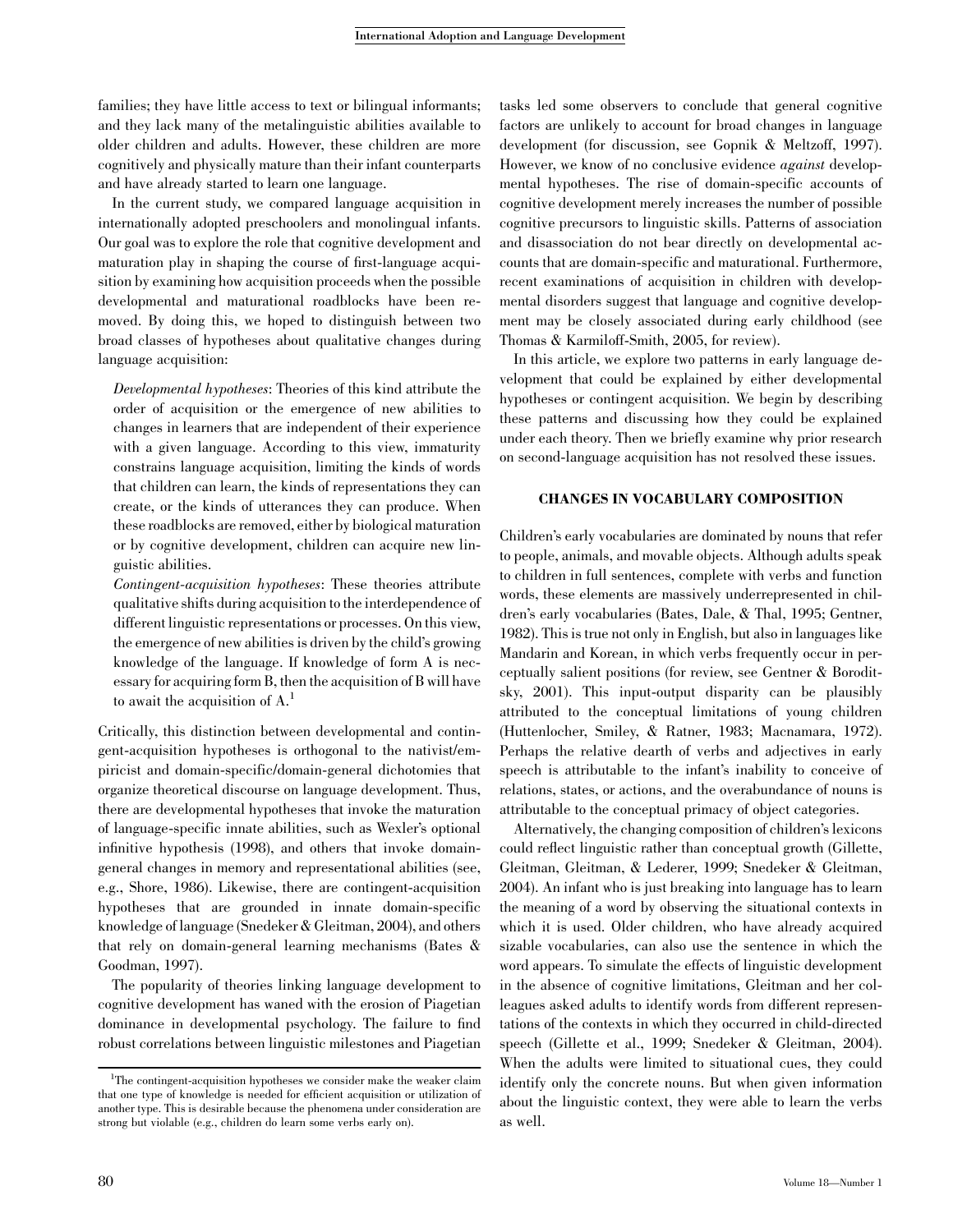families; they have little access to text or bilingual informants; and they lack many of the metalinguistic abilities available to older children and adults. However, these children are more cognitively and physically mature than their infant counterparts and have already started to learn one language.

In the current study, we compared language acquisition in internationally adopted preschoolers and monolingual infants. Our goal was to explore the role that cognitive development and maturation play in shaping the course of first-language acquisition by examining how acquisition proceeds when the possible developmental and maturational roadblocks have been removed. By doing this, we hoped to distinguish between two broad classes of hypotheses about qualitative changes during language acquisition:

*Developmental hypotheses*: Theories of this kind attribute the order of acquisition or the emergence of new abilities to changes in learners that are independent of their experience with a given language. According to this view, immaturity constrains language acquisition, limiting the kinds of words that children can learn, the kinds of representations they can create, or the kinds of utterances they can produce. When these roadblocks are removed, either by biological maturation or by cognitive development, children can acquire new linguistic abilities.

*Contingent-acquisition hypotheses*: These theories attribute qualitative shifts during acquisition to the interdependence of different linguistic representations or processes. On this view, the emergence of new abilities is driven by the child's growing knowledge of the language. If knowledge of form A is necessary for acquiring form B, then the acquisition of B will have to await the acquisition of A.[1]

Critically, this distinction between developmental and contingent-acquisition hypotheses is orthogonal to the nativist/empiricist and domain-specific/domain-general dichotomies that organize theoretical discourse on language development. Thus, there are developmental hypotheses that invoke the maturation of language-specific innate abilities, such as Wexler's optional infinitive hypothesis (1998), and others that invoke domain-general changes in memory and representational abilities (see, e.g., Shore, 1986). Likewise, there are contingent-acquisition hypotheses that are grounded in innate domain-specific knowledge of language (Snedeker & Gleitman, 2004), and others that rely on domain-general learning mechanisms (Bates & Goodman, 1997).

The popularity of theories linking language development to cognitive development has waned with the erosion of Piagetian dominance in developmental psychology. The failure to find robust correlations between linguistic milestones and Piagetian tasks led some observers to conclude that general cognitive factors are unlikely to account for broad changes in language development (for discussion, see Gopnik & Meltzoff, 1997). However, we know of no conclusive evidence *against* developmental hypotheses. The rise of domain-specific accounts of cognitive development merely increases the number of possible cognitive precursors to linguistic skills. Patterns of association and disassociation do not bear directly on developmental accounts that are domain-specific and maturational. Furthermore, recent examinations of acquisition in children with developmental disorders suggest that language and cognitive development may be closely associated during early childhood (see Thomas & Karmiloff-Smith, 2005, for review).

In this article, we explore two patterns in early language development that could be explained by either developmental hypotheses or contingent acquisition. We begin by describing these patterns and discussing how they could be explained under each theory. Then we briefly examine why prior research on second-language acquisition has not resolved these issues.

## CHANGES IN VOCABULARY COMPOSITION

Children's early vocabularies are dominated by nouns that refer to people, animals, and movable objects. Although adults speak to children in full sentences, complete with verbs and function words, these elements are massively underrepresented in children's early vocabularies (Bates, Dale, & Thal, 1995; Gentner, 1982). This is true not only in English, but also in languages like Mandarin and Korean, in which verbs frequently occur in perceptually salient positions (for review, see Gentner & Boroditsky, 2001). This input-output disparity can be plausibly attributed to the conceptual limitations of young children (Huttenlocher, Smiley, & Ratner, 1983; Macnamara, 1972). Perhaps the relative dearth of verbs and adjectives in early speech is attributable to the infant's inability to conceive of relations, states, or actions, and the overabundance of nouns is attributable to the conceptual primacy of object categories.

Alternatively, the changing composition of children's lexicons could reflect linguistic rather than conceptual growth (Gillette, Gleitman, Gleitman, & Lederer, 1999; Snedeker & Gleitman, 2004). An infant who is just breaking into language has to learn the meaning of a word by observing the situational contexts in which it is used. Older children, who have already acquired sizable vocabularies, can also use the sentence in which the word appears. To simulate the effects of linguistic development in the absence of cognitive limitations, Gleitman and her colleagues asked adults to identify words from different representations of the contexts in which they occurred in child-directed speech (Gillette et al., 1999; Snedeker & Gleitman, 2004). When the adults were limited to situational cues, they could identify only the concrete nouns. But when given information about the linguistic context, they were able to learn the verbs as well.

[1]The contingent-acquisition hypotheses we consider make the weaker claim that one type of knowledge is needed for efficient acquisition or utilization of another type. This is desirable because the phenomena under consideration are strong but violable (e.g., children do learn some verbs early on).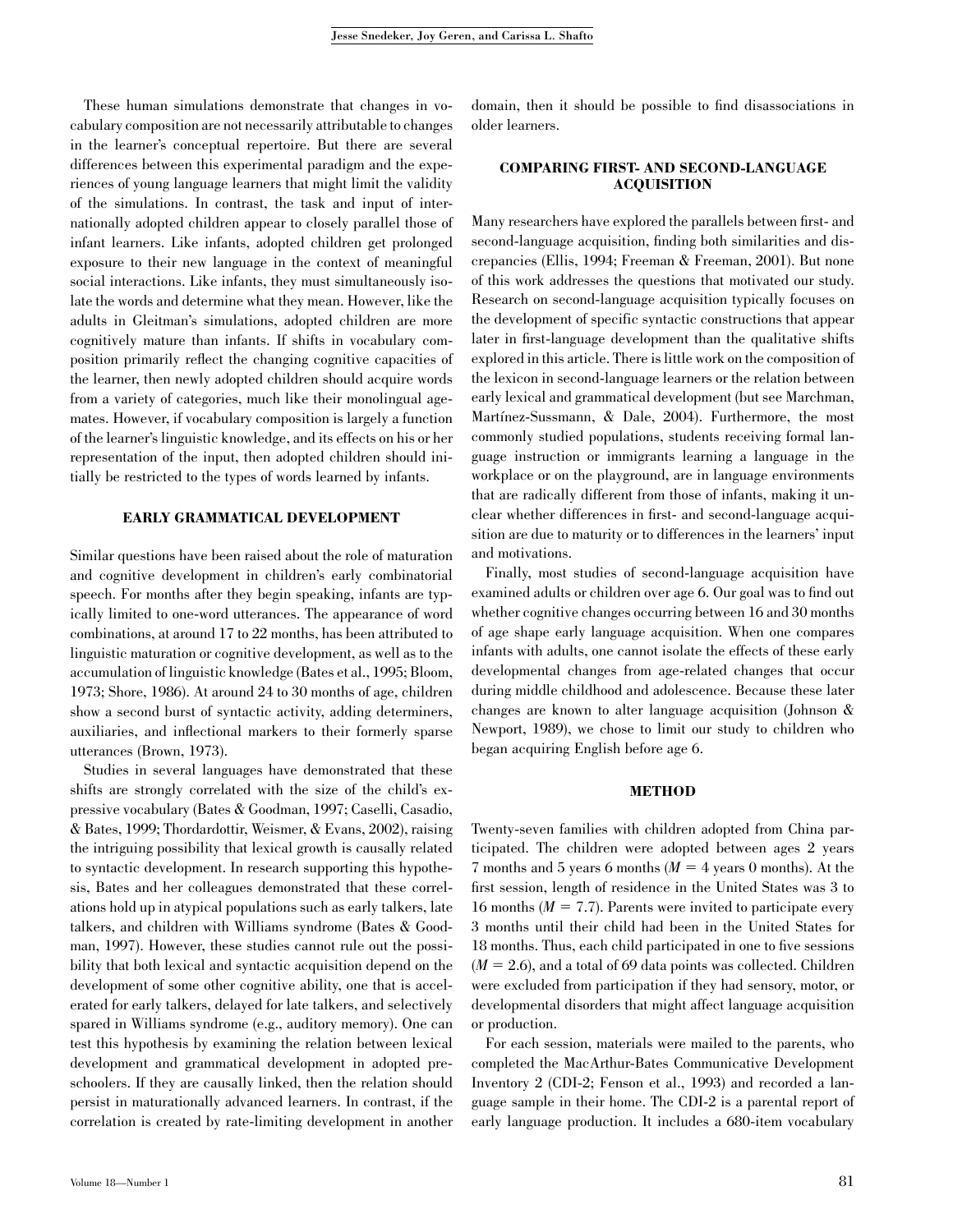These human simulations demonstrate that changes in vocabulary composition are not necessarily attributable to changes in the learner's conceptual repertoire. But there are several differences between this experimental paradigm and the experiences of young language learners that might limit the validity of the simulations. In contrast, the task and input of internationally adopted children appear to closely parallel those of infant learners. Like infants, adopted children get prolonged exposure to their new language in the context of meaningful social interactions. Like infants, they must simultaneously isolate the words and determine what they mean. However, like the adults in Gleitman's simulations, adopted children are more cognitively mature than infants. If shifts in vocabulary composition primarily reflect the changing cognitive capacities of the learner, then newly adopted children should acquire words from a variety of categories, much like their monolingual age-mates. However, if vocabulary composition is largely a function of the learner's linguistic knowledge, and its effects on his or her representation of the input, then adopted children should initially be restricted to the types of words learned by infants.

## EARLY GRAMMATICAL DEVELOPMENT

Similar questions have been raised about the role of maturation and cognitive development in children's early combinatorial speech. For months after they begin speaking, infants are typically limited to one-word utterances. The appearance of word combinations, at around 17 to 22 months, has been attributed to linguistic maturation or cognitive development, as well as to the accumulation of linguistic knowledge (Bates et al., 1995; Bloom, 1973; Shore, 1986). At around 24 to 30 months of age, children show a second burst of syntactic activity, adding determiners, auxiliaries, and inflectional markers to their formerly sparse utterances (Brown, 1973).

Studies in several languages have demonstrated that these shifts are strongly correlated with the size of the child's expressive vocabulary (Bates & Goodman, 1997; Caselli, Casadio, & Bates, 1999; Thordardottir, Weismer, & Evans, 2002), raising the intriguing possibility that lexical growth is causally related to syntactic development. In research supporting this hypothesis, Bates and her colleagues demonstrated that these correlations hold up in atypical populations such as early talkers, late talkers, and children with Williams syndrome (Bates & Goodman, 1997). However, these studies cannot rule out the possibility that both lexical and syntactic acquisition depend on the development of some other cognitive ability, one that is accelerated for early talkers, delayed for late talkers, and selectively spared in Williams syndrome (e.g., auditory memory). One can test this hypothesis by examining the relation between lexical development and grammatical development in adopted preschoolers. If they are causally linked, then the relation should persist in maturationally advanced learners. In contrast, if the correlation is created by rate-limiting development in another domain, then it should be possible to find disassociations in older learners.

## COMPARING FIRST- AND SECOND-LANGUAGE ACQUISITION

Many researchers have explored the parallels between first- and second-language acquisition, finding both similarities and discrepancies (Ellis, 1994; Freeman & Freeman, 2001). But none of this work addresses the questions that motivated our study. Research on second-language acquisition typically focuses on the development of specific syntactic constructions that appear later in first-language development than the qualitative shifts explored in this article. There is little work on the composition of the lexicon in second-language learners or the relation between early lexical and grammatical development (but see Marchman, Martínez-Sussmann, & Dale, 2004). Furthermore, the most commonly studied populations, students receiving formal language instruction or immigrants learning a language in the workplace or on the playground, are in language environments that are radically different from those of infants, making it unclear whether differences in first- and second-language acquisition are due to maturity or to differences in the learners' input and motivations.

Finally, most studies of second-language acquisition have examined adults or children over age 6. Our goal was to find out whether cognitive changes occurring between 16 and 30 months of age shape early language acquisition. When one compares infants with adults, one cannot isolate the effects of these early developmental changes from age-related changes that occur during middle childhood and adolescence. Because these later changes are known to alter language acquisition (Johnson & Newport, 1989), we chose to limit our study to children who began acquiring English before age 6.

## METHOD

Twenty-seven families with children adopted from China participated. The children were adopted between ages 2 years 7 months and 5 years 6 months ($M$ = 4 years 0 months). At the first session, length of residence in the United States was 3 to 16 months ($M = 7.7$). Parents were invited to participate every 3 months until their child had been in the United States for 18 months. Thus, each child participated in one to five sessions ($M = 2.6$), and a total of 69 data points was collected. Children were excluded from participation if they had sensory, motor, or developmental disorders that might affect language acquisition or production.

For each session, materials were mailed to the parents, who completed the MacArthur-Bates Communicative Development Inventory 2 (CDI-2; Fenson et al., 1993) and recorded a language sample in their home. The CDI-2 is a parental report of early language production. It includes a 680-item vocabulary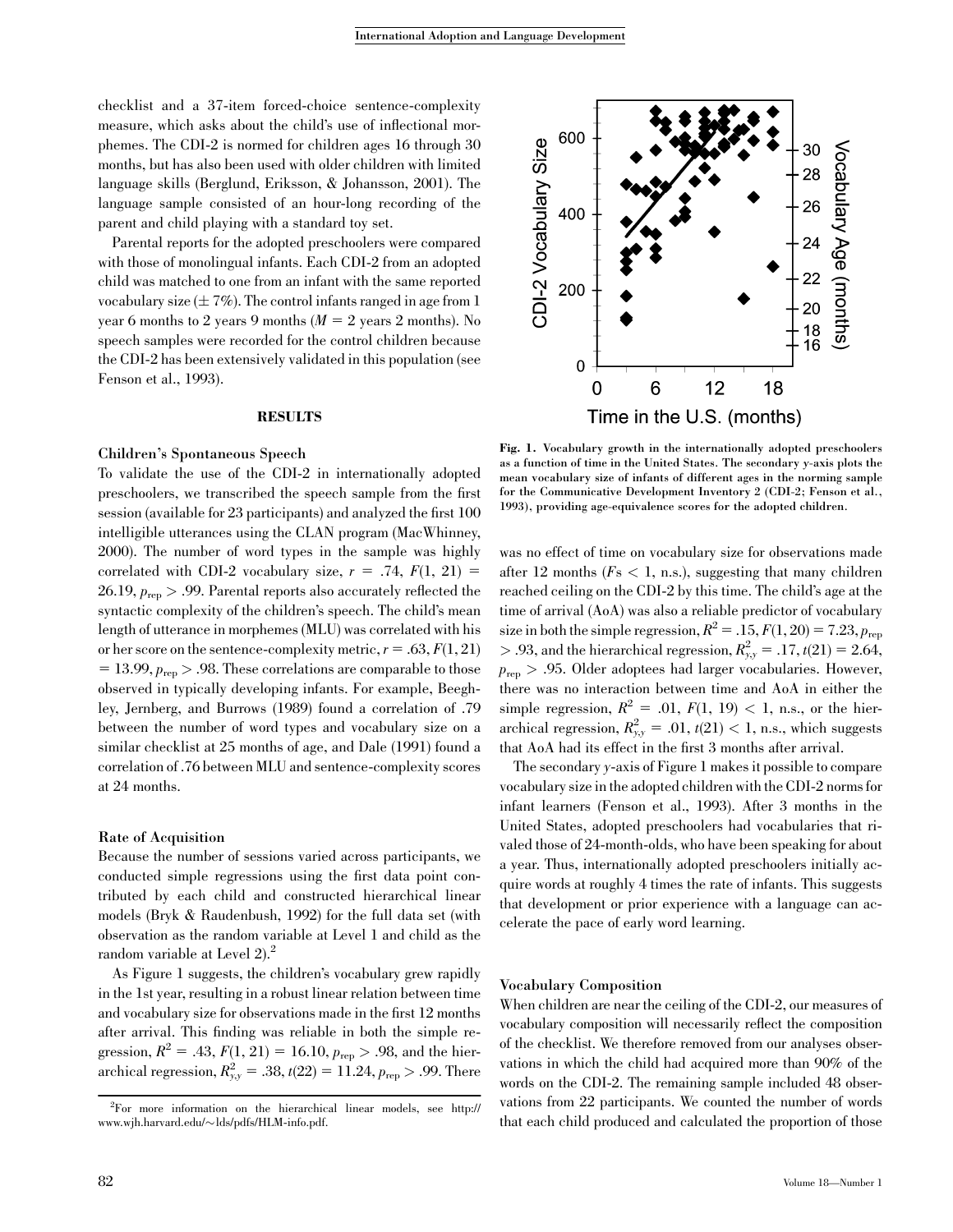checklist and a 37-item forced-choice sentence-complexity measure, which asks about the child's use of inflectional morphemes. The CDI-2 is normed for children ages 16 through 30 months, but has also been used with older children with limited language skills (Berglund, Eriksson, & Johansson, 2001). The language sample consisted of an hour-long recording of the parent and child playing with a standard toy set.

Parental reports for the adopted preschoolers were compared with those of monolingual infants. Each CDI-2 from an adopted child was matched to one from an infant with the same reported vocabulary size ($\pm$ 7%). The control infants ranged in age from 1 year 6 months to 2 years 9 months ($M$ = 2 years 2 months). No speech samples were recorded for the control children because the CDI-2 has been extensively validated in this population (see Fenson et al., 1993).

## RESULTS

### Children's Spontaneous Speech

To validate the use of the CDI-2 in internationally adopted preschoolers, we transcribed the speech sample from the first session (available for 23 participants) and analyzed the first 100 intelligible utterances using the CLAN program (MacWhinney, 2000). The number of word types in the sample was highly correlated with CDI-2 vocabulary size, $r$ = .74, $F(1, 21)$ = 26.19, $p_{\text{rep}} > .99$. Parental reports also accurately reflected the syntactic complexity of the children's speech. The child's mean length of utterance in morphemes (MLU) was correlated with his or her score on the sentence-complexity metric, $r$ = .63, $F(1, 21)$ = 13.99, $p_{\text{rep}} > .98$. These correlations are comparable to those observed in typically developing infants. For example, Beeghley, Jernberg, and Burrows (1989) found a correlation of .79 between the number of word types and vocabulary size on a similar checklist at 25 months of age, and Dale (1991) found a correlation of .76 between MLU and sentence-complexity scores at 24 months.

### Rate of Acquisition

Because the number of sessions varied across participants, we conducted simple regressions using the first data point contributed by each child and constructed hierarchical linear models (Bryk & Raudenbush, 1992) for the full data set (with observation as the random variable at Level 1 and child as the random variable at Level 2).[2]

As Figure 1 suggests, the children's vocabulary grew rapidly in the 1st year, resulting in a robust linear relation between time and vocabulary size for observations made in the first 12 months after arrival. This finding was reliable in both the simple regression, $R^2$ = .43, $F(1, 21)$ = 16.10, $p_{\text{rep}} > .98$, and the hierarchical regression, $R^2_{y,y}$ = .38, $t(22)$ = 11.24, $p_{\text{rep}} > .99$. There was no effect of time on vocabulary size for observations made after 12 months ($F$s < 1, n.s.), suggesting that many children reached ceiling on the CDI-2 by this time. The child's age at the time of arrival (AoA) was also a reliable predictor of vocabulary size in both the simple regression, $R^2$ = .15, $F(1, 20)$ = 7.23, $p_{\text{rep}} > .93$, and the hierarchical regression, $R^2_{y,y}$ = .17, $t(21)$ = 2.64, $p_{\text{rep}} > .95$. Older adoptees had larger vocabularies. However, there was no interaction between time and AoA in either the simple regression, $R^2$ = .01, $F(1, 19) < 1$, n.s., or the hierarchical regression, $R^2_{y,y}$ = .01, $t(21) < 1$, n.s., which suggests that AoA had its effect in the first 3 months after arrival.

Fig. 1. Vocabulary growth in the internationally adopted preschoolers as a function of time in the United States. The secondary y-axis plots the mean vocabulary size of infants of different ages in the norming sample for the Communicative Development Inventory 2 (CDI-2; Fenson et al., 1993), providing age-equivalence scores for the adopted children.

The secondary y-axis of Figure 1 makes it possible to compare vocabulary size in the adopted children with the CDI-2 norms for infant learners (Fenson et al., 1993). After 3 months in the United States, adopted preschoolers had vocabularies that rivaled those of 24-month-olds, who have been speaking for about a year. Thus, internationally adopted preschoolers initially acquire words at roughly 4 times the rate of infants. This suggests that development or prior experience with a language can accelerate the pace of early word learning.

### Vocabulary Composition

When children are near the ceiling of the CDI-2, our measures of vocabulary composition will necessarily reflect the composition of the checklist. We therefore removed from our analyses observations in which the child had acquired more than 90% of the words on the CDI-2. The remaining sample included 48 observations from 22 participants. We counted the number of words that each child produced and calculated the proportion of those

[2]For more information on the hierarchical linear models, see http://www.wjh.harvard.edu/~lds/pdfs/HLM-info.pdf.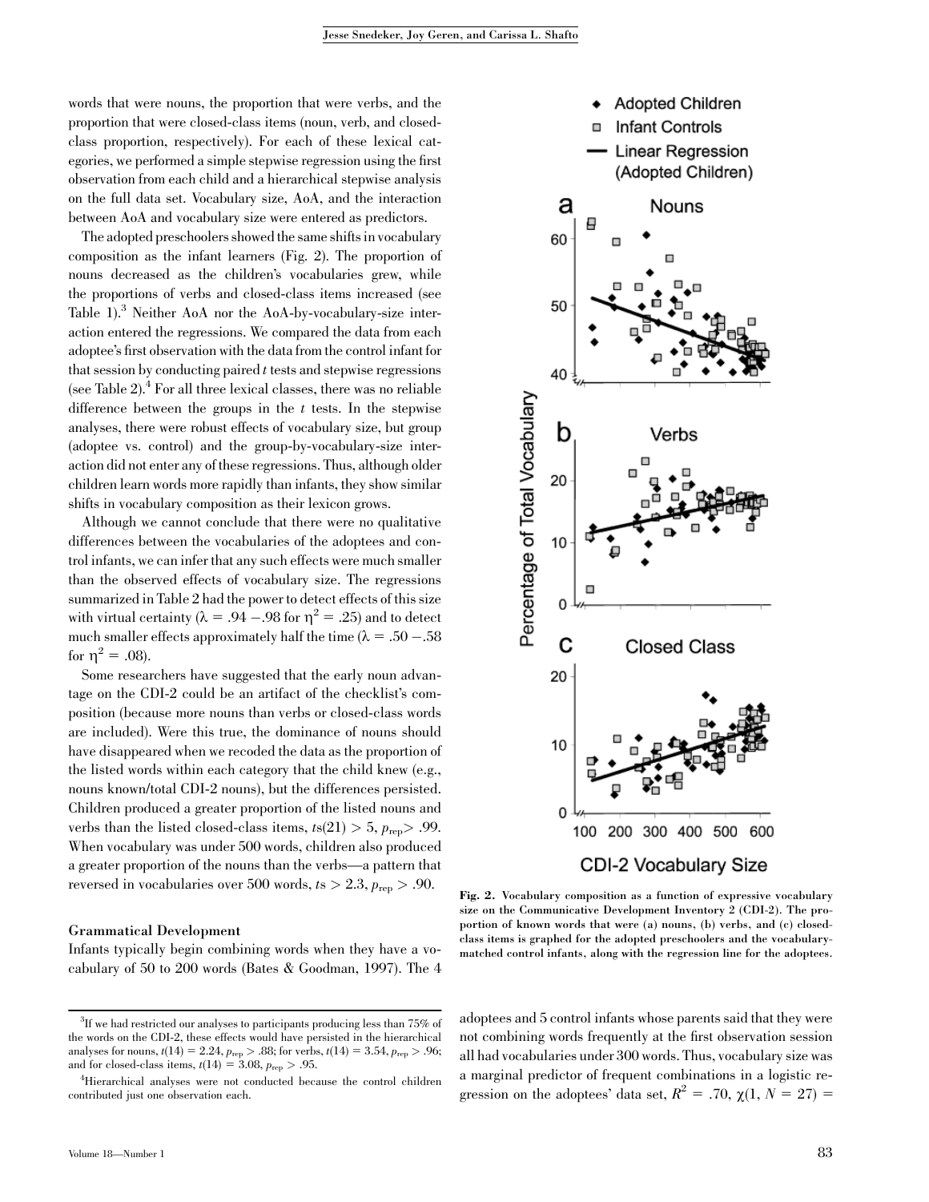words that were nouns, the proportion that were verbs, and the proportion that were closed-class items (noun, verb, and closed-class proportion, respectively). For each of these lexical categories, we performed a simple stepwise regression using the first observation from each child and a hierarchical stepwise analysis on the full data set. Vocabulary size, AoA, and the interaction between AoA and vocabulary size were entered as predictors.

The adopted preschoolers showed the same shifts in vocabulary composition as the infant learners (Fig. 2). The proportion of nouns decreased as the children's vocabularies grew, while the proportions of verbs and closed-class items increased (see Table 1).[3] Neither AoA nor the AoA-by-vocabulary-size interaction entered the regressions. We compared the data from each adoptee's first observation with the data from the control infant for that session by conducting paired *t* tests and stepwise regressions (see Table 2).[4] For all three lexical classes, there was no reliable difference between the groups in the *t* tests. In the stepwise analyses, there were robust effects of vocabulary size, but group (adoptee vs. control) and the group-by-vocabulary-size interaction did not enter any of these regressions. Thus, although older children learn words more rapidly than infants, they show similar shifts in vocabulary composition as their lexicon grows.

Although we cannot conclude that there were no qualitative differences between the vocabularies of the adoptees and control infants, we can infer that any such effects were much smaller than the observed effects of vocabulary size. The regressions summarized in Table 2 had the power to detect effects of this size with virtual certainty ($\lambda = .94 - .98$ for $\eta^2 = .25$) and to detect much smaller effects approximately half the time ($\lambda = .50 - .58$ for $\eta^2 = .08$).

Some researchers have suggested that the early noun advantage on the CDI-2 could be an artifact of the checklist's composition (because more nouns than verbs or closed-class words are included). Were this true, the dominance of nouns should have disappeared when we recoded the data as the proportion of the listed words within each category that the child knew (e.g., nouns known/total CDI-2 nouns), but the differences persisted. Children produced a greater proportion of the listed nouns and verbs than the listed closed-class items, $ts(21) > 5$, $p_{rep} > .99$. When vocabulary was under 500 words, children also produced a greater proportion of the nouns than the verbs—a pattern that reversed in vocabularies over 500 words, $ts > 2.3$, $p_{rep} > .90$.

**Fig. 2.** Vocabulary composition as a function of expressive vocabulary size on the Communicative Development Inventory 2 (CDI-2). The proportion of known words that were (a) nouns, (b) verbs, and (c) closed-class items is graphed for the adopted preschoolers and the vocabulary-matched control infants, along with the regression line for the adoptees.

### Grammatical Development

Infants typically begin combining words when they have a vocabulary of 50 to 200 words (Bates & Goodman, 1997). The 4 adoptees and 5 control infants whose parents said that they were not combining words frequently at the first observation session all had vocabularies under 300 words. Thus, vocabulary size was a marginal predictor of frequent combinations in a logistic regression on the adoptees' data set, $R^2 = .70$, $\chi(1, N = 27) =$

---

[3] If we had restricted our analyses to participants producing less than 75% of the words on the CDI-2, these effects would have persisted in the hierarchical analyses for nouns, $t(14) = 2.24$, $p_{rep} > .88$; for verbs, $t(14) = 3.54$, $p_{rep} > .96$; and for closed-class items, $t(14) = 3.08$, $p_{rep} > .95$.

[4] Hierarchical analyses were not conducted because the control children contributed just one observation each.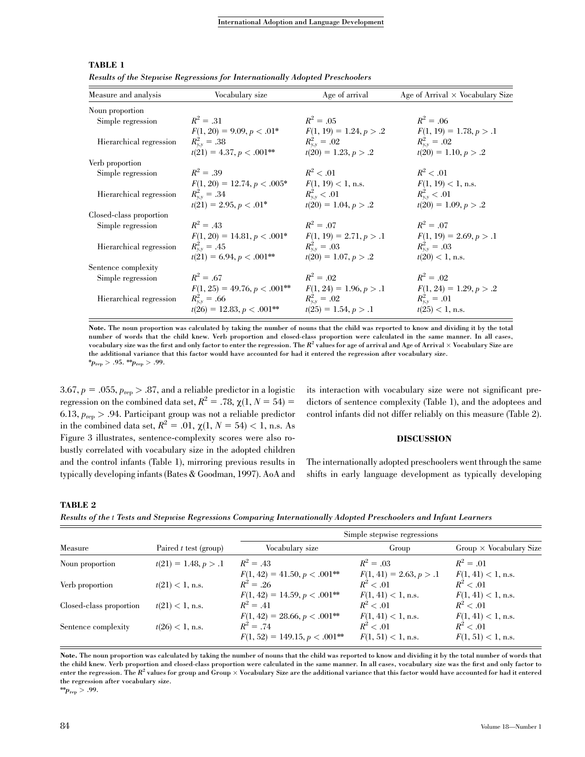**TABLE 1**

***Results of the Stepwise Regressions for Internationally Adopted Preschoolers***

| Measure and analysis | Vocabulary size | Age of arrival | Age of Arrival × Vocabulary Size |
|---|---|---|---|
| Noun proportion | | | |
| Simple regression | $R^2 = .31$ | $R^2 = .05$ | $R^2 = .06$ |
| | $F(1, 20) = 9.09, p < .01$* | $F(1, 19) = 1.24, p > .2$ | $F(1, 19) = 1.78, p > .1$ |
| Hierarchical regression | $R^2_{y,y} = .38$ | $R^2_{y,y} = .02$ | $R^2_{y,y} = .02$ |
| | $t(21) = 4.37, p < .001$** | $t(20) = 1.23, p > .2$ | $t(20) = 1.10, p > .2$ |
| Verb proportion | | | |
| Simple regression | $R^2 = .39$ | $R^2 < .01$ | $R^2 < .01$ |
| | $F(1, 20) = 12.74, p < .005$* | $F(1, 19) < 1$, n.s. | $F(1, 19) < 1$, n.s. |
| Hierarchical regression | $R^2_{y,y} = .34$ | $R^2_{y,y} < .01$ | $R^2_{y,y} < .01$ |
| | $t(21) = 2.95, p < .01$* | $t(20) = 1.04, p > .2$ | $t(20) = 1.09, p > .2$ |
| Closed-class proportion | | | |
| Simple regression | $R^2 = .43$ | $R^2 = .07$ | $R^2 = .07$ |
| | $F(1, 20) = 14.81, p < .001$* | $F(1, 19) = 2.71, p > .1$ | $F(1, 19) = 2.69, p > .1$ |
| Hierarchical regression | $R^2_{y,y} = .45$ | $R^2_{y,y} = .03$ | $R^2_{y,y} = .03$ |
| | $t(21) = 6.94, p < .001$** | $t(20) = 1.07, p > .2$ | $t(20) < 1$, n.s. |
| Sentence complexity | | | |
| Simple regression | $R^2 = .67$ | $R^2 = .02$ | $R^2 = .02$ |
| | $F(1, 25) = 49.76, p < .001$** | $F(1, 24) = 1.96, p > .1$ | $F(1, 24) = 1.29, p > .2$ |
| Hierarchical regression | $R^2_{y,y} = .66$ | $R^2_{y,y} = .02$ | $R^2_{y,y} = .01$ |
| | $t(26) = 12.83, p < .001$** | $t(25) = 1.54, p > .1$ | $t(25) < 1$, n.s. |

**Note. The noun proportion was calculated by taking the number of nouns that the child was reported to know and dividing it by the total number of words that the child knew. Verb proportion and closed-class proportion were calculated in the same manner. In all cases, vocabulary size was the first and only factor to enter the regression. The $R^2$ values for age of arrival and Age of Arrival × Vocabulary Size are the additional variance that this factor would have accounted for had it entered the regression after vocabulary size.**
*$p_{rep} > .95$. **$p_{rep} > .99$.

3.67, $p = .055$, $p_{rep} > .87$, and a reliable predictor in a logistic regression on the combined data set, $R^2 = .78$, $\chi(1, N = 54) = 6.13$, $p_{rep} > .94$. Participant group was not a reliable predictor in the combined data set, $R^2 = .01$, $\chi(1, N = 54) < 1$, n.s. As Figure 3 illustrates, sentence-complexity scores were also robustly correlated with vocabulary size in the adopted children and the control infants (Table 1), mirroring previous results in typically developing infants (Bates & Goodman, 1997). AoA and its interaction with vocabulary size were not significant predictors of sentence complexity (Table 1), and the adoptees and control infants did not differ reliably on this measure (Table 2).

## DISCUSSION

The internationally adopted preschoolers went through the same shifts in early language development as typically developing

**TABLE 2**

***Results of the t Tests and Stepwise Regressions Comparing Internationally Adopted Preschoolers and Infant Learners***

| Measure | Paired $t$ test (group) | Simple stepwise regressions | | |
|---|---|---|---|---|
| | | Vocabulary size | Group | Group × Vocabulary Size |
| Noun proportion | $t(21) = 1.48, p > .1$ | $R^2 = .43$ | $R^2 = .03$ | $R^2 = .01$ |
| | | $F(1, 42) = 41.50, p < .001$** | $F(1, 41) = 2.63, p > .1$ | $F(1, 41) < 1$, n.s. |
| Verb proportion | $t(21) < 1$, n.s. | $R^2 = .26$ | $R^2 < .01$ | $R^2 < .01$ |
| | | $F(1, 42) = 14.59, p < .001$** | $F(1, 41) < 1$, n.s. | $F(1, 41) < 1$, n.s. |
| Closed-class proportion | $t(21) < 1$, n.s. | $R^2 = .41$ | $R^2 < .01$ | $R^2 < .01$ |
| | | $F(1, 42) = 28.66, p < .001$** | $F(1, 41) < 1$, n.s. | $F(1, 41) < 1$, n.s. |
| Sentence complexity | $t(26) < 1$, n.s. | $R^2 = .74$ | $R^2 < .01$ | $R^2 < .01$ |
| | | $F(1, 52) = 149.15, p < .001$** | $F(1, 51) < 1$, n.s. | $F(1, 51) < 1$, n.s. |

**Note. The noun proportion was calculated by taking the number of nouns that the child was reported to know and dividing it by the total number of words that the child knew. Verb proportion and closed-class proportion were calculated in the same manner. In all cases, vocabulary size was the first and only factor to enter the regression. The $R^2$ values for group and Group × Vocabulary Size are the additional variance that this factor would have accounted for had it entered the regression after vocabulary size.**
**$p_{rep} > .99$.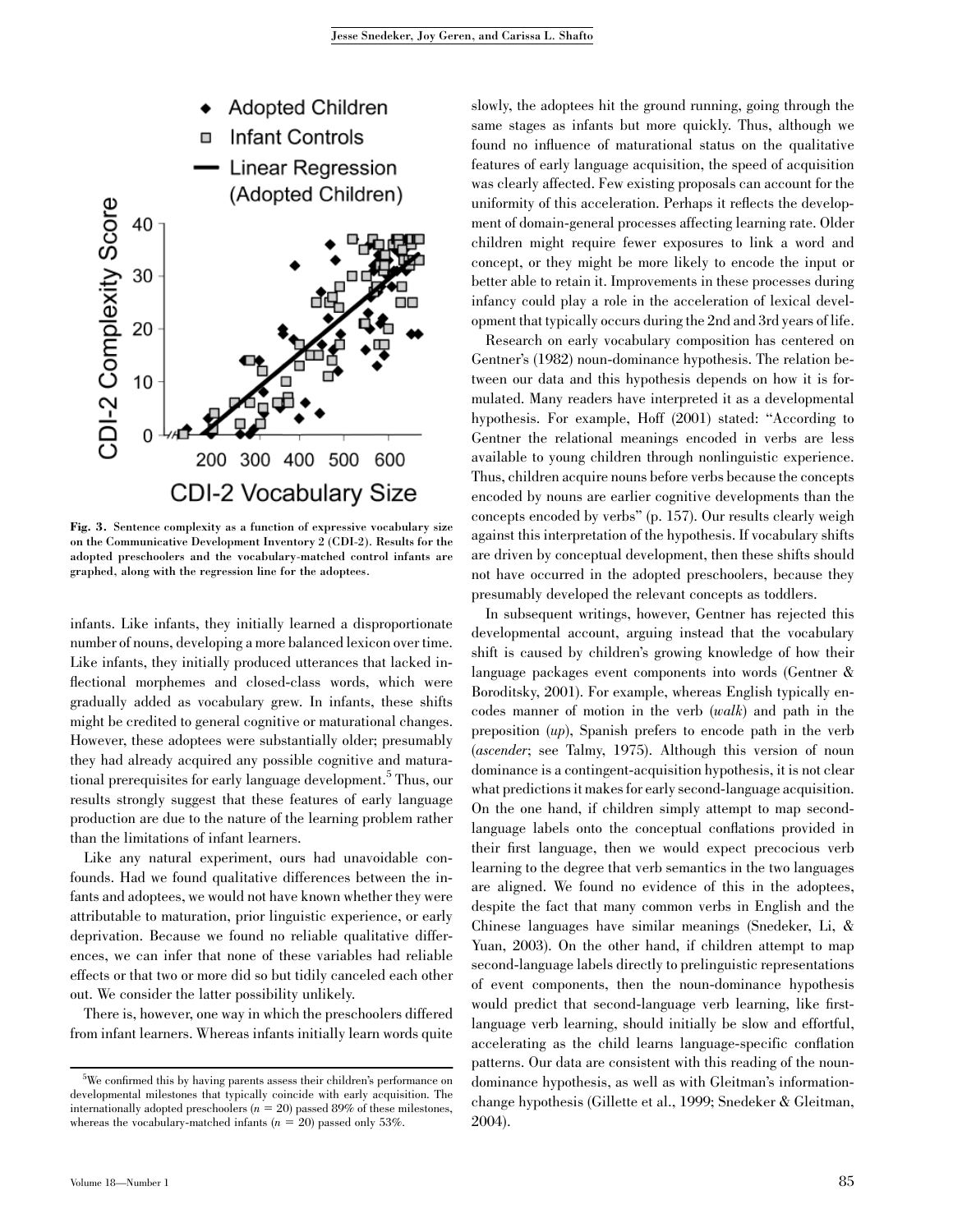◆ Adopted Children
□ Infant Controls
— Linear Regression (Adopted Children)

CDI-2 Complexity Score

40
30
20
10
0

200 300 400 500 600

CDI-2 Vocabulary Size

**Fig. 3. Sentence complexity as a function of expressive vocabulary size on the Communicative Development Inventory 2 (CDI-2). Results for the adopted preschoolers and the vocabulary-matched control infants are graphed, along with the regression line for the adoptees.**

infants. Like infants, they initially learned a disproportionate number of nouns, developing a more balanced lexicon over time. Like infants, they initially produced utterances that lacked inflectional morphemes and closed-class words, which were gradually added as vocabulary grew. In infants, these shifts might be credited to general cognitive or maturational changes. However, these adoptees were substantially older; presumably they had already acquired any possible cognitive and maturational prerequisites for early language development.[5] Thus, our results strongly suggest that these features of early language production are due to the nature of the learning problem rather than the limitations of infant learners.

Like any natural experiment, ours had unavoidable confounds. Had we found qualitative differences between the infants and adoptees, we would not have known whether they were attributable to maturation, prior linguistic experience, or early deprivation. Because we found no reliable qualitative differences, we can infer that none of these variables had reliable effects or that two or more did so but tidily canceled each other out. We consider the latter possibility unlikely.

There is, however, one way in which the preschoolers differed from infant learners. Whereas infants initially learn words quite slowly, the adoptees hit the ground running, going through the same stages as infants but more quickly. Thus, although we found no influence of maturational status on the qualitative features of early language acquisition, the speed of acquisition was clearly affected. Few existing proposals can account for the uniformity of this acceleration. Perhaps it reflects the development of domain-general processes affecting learning rate. Older children might require fewer exposures to link a word and concept, or they might be more likely to encode the input or better able to retain it. Improvements in these processes during infancy could play a role in the acceleration of lexical development that typically occurs during the 2nd and 3rd years of life.

Research on early vocabulary composition has centered on Gentner's (1982) noun-dominance hypothesis. The relation between our data and this hypothesis depends on how it is formulated. Many readers have interpreted it as a developmental hypothesis. For example, Hoff (2001) stated: "According to Gentner the relational meanings encoded in verbs are less available to young children through nonlinguistic experience. Thus, children acquire nouns before verbs because the concepts encoded by nouns are earlier cognitive developments than the concepts encoded by verbs" (p. 157). Our results clearly weigh against this interpretation of the hypothesis. If vocabulary shifts are driven by conceptual development, then these shifts should not have occurred in the adopted preschoolers, because they presumably developed the relevant concepts as toddlers.

In subsequent writings, however, Gentner has rejected this developmental account, arguing instead that the vocabulary shift is caused by children's growing knowledge of how their language packages event components into words (Gentner & Boroditsky, 2001). For example, whereas English typically encodes manner of motion in the verb (*walk*) and path in the preposition (*up*), Spanish prefers to encode path in the verb (*ascender*; see Talmy, 1975). Although this version of noun dominance is a contingent-acquisition hypothesis, it is not clear what predictions it makes for early second-language acquisition. On the one hand, if children simply attempt to map second-language labels onto the conceptual conflations provided in their first language, then we would expect precocious verb learning to the degree that verb semantics in the two languages are aligned. We found no evidence of this in the adoptees, despite the fact that many common verbs in English and the Chinese languages have similar meanings (Snedeker, Li, & Yuan, 2003). On the other hand, if children attempt to map second-language labels directly to prelinguistic representations of event components, then the noun-dominance hypothesis would predict that second-language verb learning, like first-language verb learning, should initially be slow and effortful, accelerating as the child learns language-specific conflation patterns. Our data are consistent with this reading of the noun-dominance hypothesis, as well as with Gleitman's information-change hypothesis (Gillette et al., 1999; Snedeker & Gleitman, 2004).

[5]We confirmed this by having parents assess their children's performance on developmental milestones that typically coincide with early acquisition. The internationally adopted preschoolers ($n$ = 20) passed 89% of these milestones, whereas the vocabulary-matched infants ($n$ = 20) passed only 53%.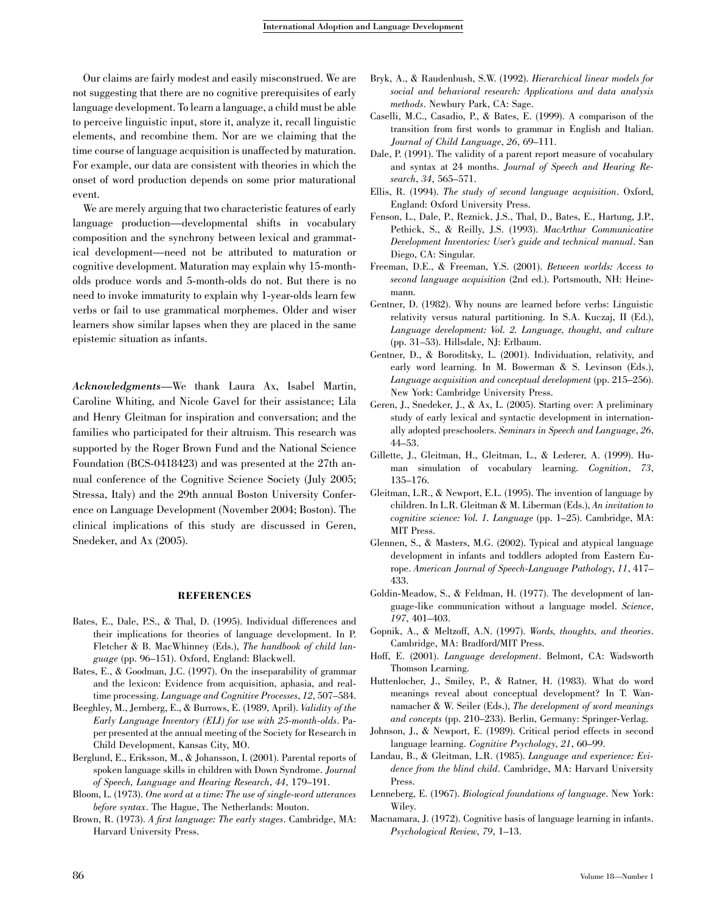Our claims are fairly modest and easily misconstrued. We are not suggesting that there are no cognitive prerequisites of early language development. To learn a language, a child must be able to perceive linguistic input, store it, analyze it, recall linguistic elements, and recombine them. Nor are we claiming that the time course of language acquisition is unaffected by maturation. For example, our data are consistent with theories in which the onset of word production depends on some prior maturational event.

We are merely arguing that two characteristic features of early language production—developmental shifts in vocabulary composition and the synchrony between lexical and grammatical development—need not be attributed to maturation or cognitive development. Maturation may explain why 15-month-olds produce words and 5-month-olds do not. But there is no need to invoke immaturity to explain why 1-year-olds learn few verbs or fail to use grammatical morphemes. Older and wiser learners show similar lapses when they are placed in the same epistemic situation as infants.

***Acknowledgments***—We thank Laura Ax, Isabel Martin, Caroline Whiting, and Nicole Gavel for their assistance; Lila and Henry Gleitman for inspiration and conversation; and the families who participated for their altruism. This research was supported by the Roger Brown Fund and the National Science Foundation (BCS-0418423) and was presented at the 27th annual conference of the Cognitive Science Society (July 2005; Stressa, Italy) and the 29th annual Boston University Conference on Language Development (November 2004; Boston). The clinical implications of this study are discussed in Geren, Snedeker, and Ax (2005).

## REFERENCES

Bates, E., Dale, P.S., & Thal, D. (1995). Individual differences and their implications for theories of language development. In P. Fletcher & B. MacWhinney (Eds.), *The handbook of child language* (pp. 96–151). Oxford, England: Blackwell.

Bates, E., & Goodman, J.C. (1997). On the inseparability of grammar and the lexicon: Evidence from acquisition, aphasia, and real-time processing. *Language and Cognitive Processes*, *12*, 507–584.

Beeghley, M., Jernberg, E., & Burrows, E. (1989, April). *Validity of the Early Language Inventory (ELI) for use with 25-month-olds*. Paper presented at the annual meeting of the Society for Research in Child Development, Kansas City, MO.

Berglund, E., Eriksson, M., & Johansson, I. (2001). Parental reports of spoken language skills in children with Down Syndrome. *Journal of Speech, Language and Hearing Research*, *44*, 179–191.

Bloom, L. (1973). *One word at a time: The use of single-word utterances before syntax*. The Hague, The Netherlands: Mouton.

Brown, R. (1973). *A first language: The early stages*. Cambridge, MA: Harvard University Press.

Bryk, A., & Raudenbush, S.W. (1992). *Hierarchical linear models for social and behavioral research: Applications and data analysis methods*. Newbury Park, CA: Sage.

Caselli, M.C., Casadio, P., & Bates, E. (1999). A comparison of the transition from first words to grammar in English and Italian. *Journal of Child Language*, *26*, 69–111.

Dale, P. (1991). The validity of a parent report measure of vocabulary and syntax at 24 months. *Journal of Speech and Hearing Research*, *34*, 565–571.

Ellis, R. (1994). *The study of second language acquisition*. Oxford, England: Oxford University Press.

Fenson, L., Dale, P., Reznick, J.S., Thal, D., Bates, E., Hartung, J.P., Pethick, S., & Reilly, J.S. (1993). *MacArthur Communicative Development Inventories: User's guide and technical manual*. San Diego, CA: Singular.

Freeman, D.E., & Freeman, Y.S. (2001). *Between worlds: Access to second language acquisition* (2nd ed.). Portsmouth, NH: Heinemann.

Gentner, D. (1982). Why nouns are learned before verbs: Linguistic relativity versus natural partitioning. In S.A. Kuczaj, II (Ed.), *Language development: Vol. 2. Language, thought, and culture* (pp. 31–53). Hillsdale, NJ: Erlbaum.

Gentner, D., & Boroditsky, L. (2001). Individuation, relativity, and early word learning. In M. Bowerman & S. Levinson (Eds.), *Language acquisition and conceptual development* (pp. 215–256). New York: Cambridge University Press.

Geren, J., Snedeker, J., & Ax, L. (2005). Starting over: A preliminary study of early lexical and syntactic development in internationally adopted preschoolers. *Seminars in Speech and Language*, *26*, 44–53.

Gillette, J., Gleitman, H., Gleitman, L., & Lederer, A. (1999). Human simulation of vocabulary learning. *Cognition*, *73*, 135–176.

Gleitman, L.R., & Newport, E.L. (1995). The invention of language by children. In L.R. Gleitman & M. Liberman (Eds.), *An invitation to cognitive science: Vol. 1. Language* (pp. 1–25). Cambridge, MA: MIT Press.

Glennen, S., & Masters, M.G. (2002). Typical and atypical language development in infants and toddlers adopted from Eastern Europe. *American Journal of Speech-Language Pathology*, *11*, 417–433.

Goldin-Meadow, S., & Feldman, H. (1977). The development of language-like communication without a language model. *Science*, *197*, 401–403.

Gopnik, A., & Meltzoff, A.N. (1997). *Words, thoughts, and theories*. Cambridge, MA: Bradford/MIT Press.

Hoff, E. (2001). *Language development*. Belmont, CA: Wadsworth Thomson Learning.

Huttenlocher, J., Smiley, P., & Ratner, H. (1983). What do word meanings reveal about conceptual development? In T. Wannamacher & W. Seiler (Eds.), *The development of word meanings and concepts* (pp. 210–233). Berlin, Germany: Springer-Verlag.

Johnson, J., & Newport, E. (1989). Critical period effects in second language learning. *Cognitive Psychology*, *21*, 60–99.

Landau, B., & Gleitman, L.R. (1985). *Language and experience: Evidence from the blind child*. Cambridge, MA: Harvard University Press.

Lenneberg, E. (1967). *Biological foundations of language*. New York: Wiley.

Macnamara, J. (1972). Cognitive basis of language learning in infants. *Psychological Review*, *79*, 1–13.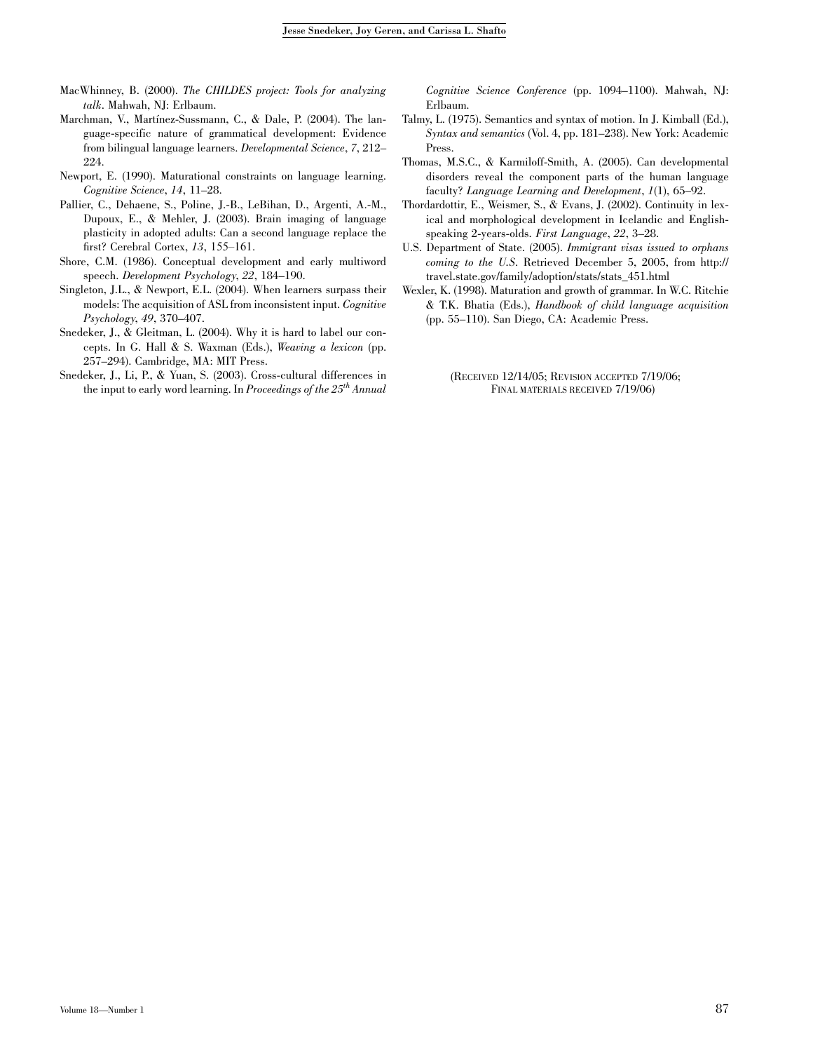MacWhinney, B. (2000). *The CHILDES project: Tools for analyzing talk*. Mahwah, NJ: Erlbaum.

Marchman, V., Martínez-Sussmann, C., & Dale, P. (2004). The language-specific nature of grammatical development: Evidence from bilingual language learners. *Developmental Science*, *7*, 212–224.

Newport, E. (1990). Maturational constraints on language learning. *Cognitive Science*, *14*, 11–28.

Pallier, C., Dehaene, S., Poline, J.-B., LeBihan, D., Argenti, A.-M., Dupoux, E., & Mehler, J. (2003). Brain imaging of language plasticity in adopted adults: Can a second language replace the first? Cerebral Cortex, *13*, 155–161.

Shore, C.M. (1986). Conceptual development and early multiword speech. *Development Psychology*, *22*, 184–190.

Singleton, J.L., & Newport, E.L. (2004). When learners surpass their models: The acquisition of ASL from inconsistent input. *Cognitive Psychology*, *49*, 370–407.

Snedeker, J., & Gleitman, L. (2004). Why it is hard to label our concepts. In G. Hall & S. Waxman (Eds.), *Weaving a lexicon* (pp. 257–294). Cambridge, MA: MIT Press.

Snedeker, J., Li, P., & Yuan, S. (2003). Cross-cultural differences in the input to early word learning. In *Proceedings of the 25th Annual Cognitive Science Conference* (pp. 1094–1100). Mahwah, NJ: Erlbaum.

Talmy, L. (1975). Semantics and syntax of motion. In J. Kimball (Ed.), *Syntax and semantics* (Vol. 4, pp. 181–238). New York: Academic Press.

Thomas, M.S.C., & Karmiloff-Smith, A. (2005). Can developmental disorders reveal the component parts of the human language faculty? *Language Learning and Development*, *1*(1), 65–92.

Thordardottir, E., Weismer, S., & Evans, J. (2002). Continuity in lexical and morphological development in Icelandic and English-speaking 2-years-olds. *First Language*, *22*, 3–28.

U.S. Department of State. (2005). *Immigrant visas issued to orphans coming to the U.S.* Retrieved December 5, 2005, from http://travel.state.gov/family/adoption/stats/stats_451.html

Wexler, K. (1998). Maturation and growth of grammar. In W.C. Ritchie & T.K. Bhatia (Eds.), *Handbook of child language acquisition* (pp. 55–110). San Diego, CA: Academic Press.

(Received 12/14/05; Revision accepted 7/19/06; Final materials received 7/19/06)